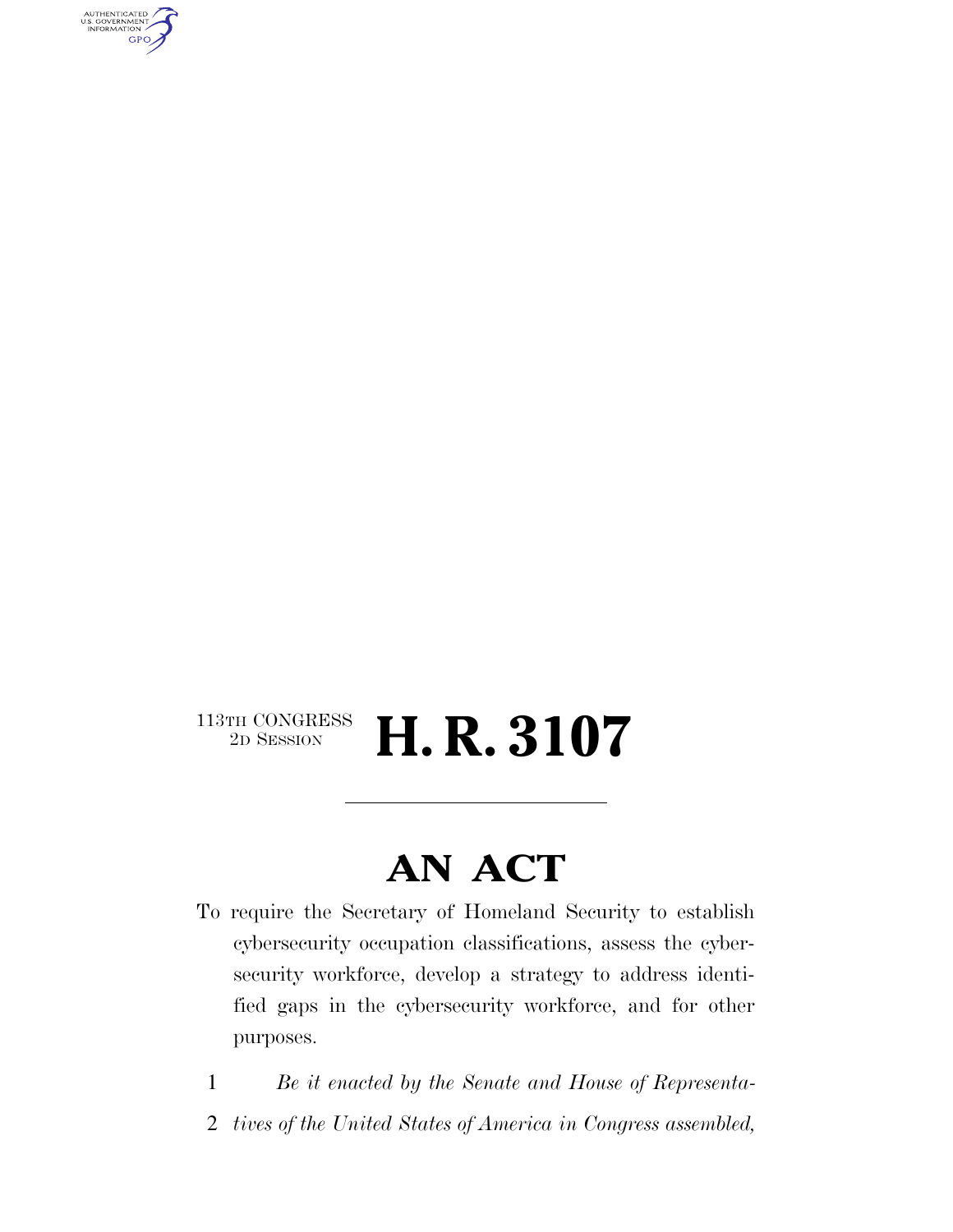113TH CONGRESS
2D SESSION

# H. R. 3107

## AN ACT

To require the Secretary of Homeland Security to establish cybersecurity occupation classifications, assess the cybersecurity workforce, develop a strategy to address identified gaps in the cybersecurity workforce, and for other purposes.

1 *Be it enacted by the Senate and House of Representa-*
2 *tives of the United States of America in Congress assembled,*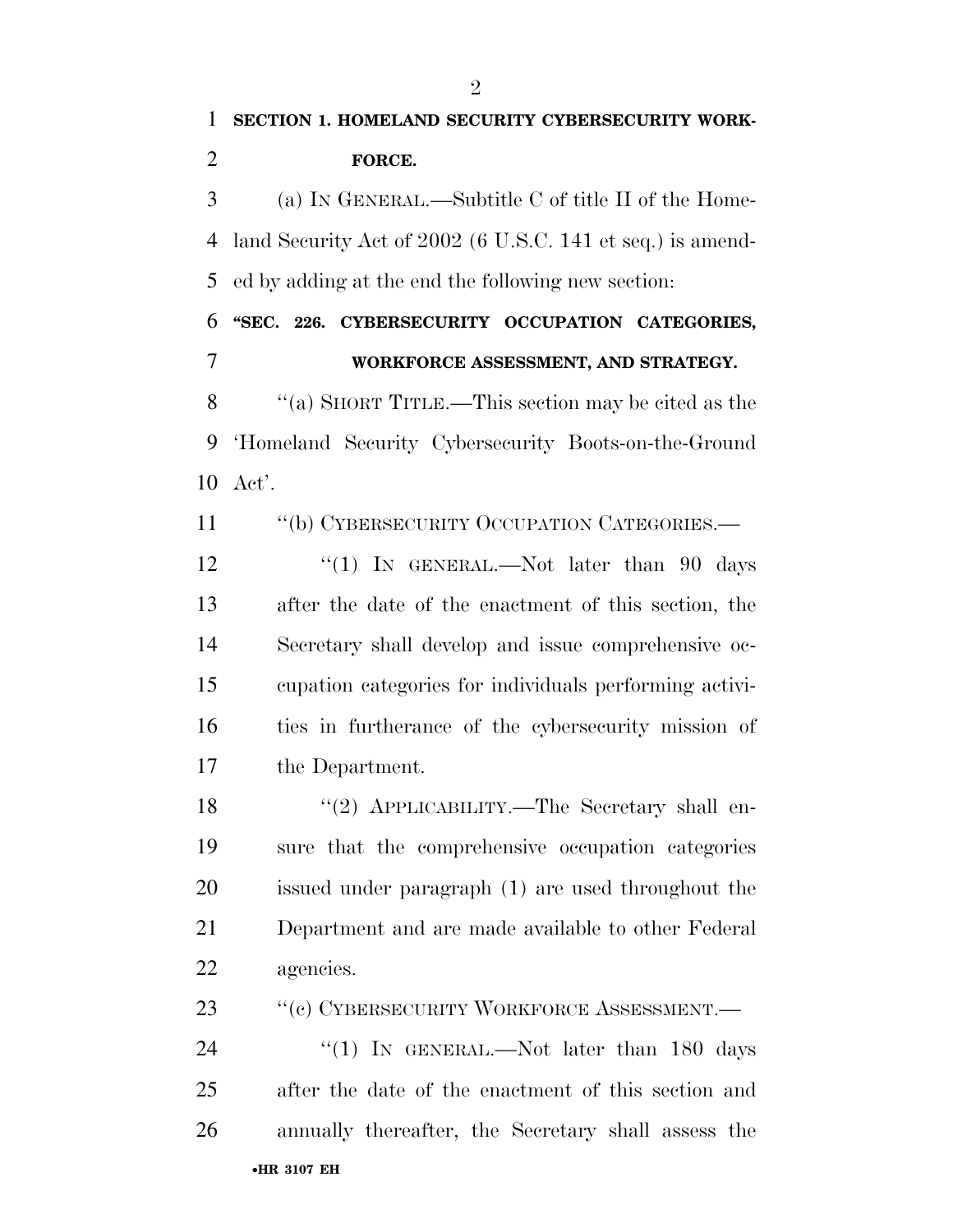**SECTION 1. HOMELAND SECURITY CYBERSECURITY WORKFORCE.**

(a) IN GENERAL.—Subtitle C of title II of the Homeland Security Act of 2002 (6 U.S.C. 141 et seq.) is amended by adding at the end the following new section:

**"SEC. 226. CYBERSECURITY OCCUPATION CATEGORIES, WORKFORCE ASSESSMENT, AND STRATEGY.**

"(a) SHORT TITLE.—This section may be cited as the 'Homeland Security Cybersecurity Boots-on-the-Ground Act'.

"(b) CYBERSECURITY OCCUPATION CATEGORIES.—

"(1) IN GENERAL.—Not later than 90 days after the date of the enactment of this section, the Secretary shall develop and issue comprehensive occupation categories for individuals performing activities in furtherance of the cybersecurity mission of the Department.

"(2) APPLICABILITY.—The Secretary shall ensure that the comprehensive occupation categories issued under paragraph (1) are used throughout the Department and are made available to other Federal agencies.

"(c) CYBERSECURITY WORKFORCE ASSESSMENT.—

"(1) IN GENERAL.—Not later than 180 days after the date of the enactment of this section and annually thereafter, the Secretary shall assess the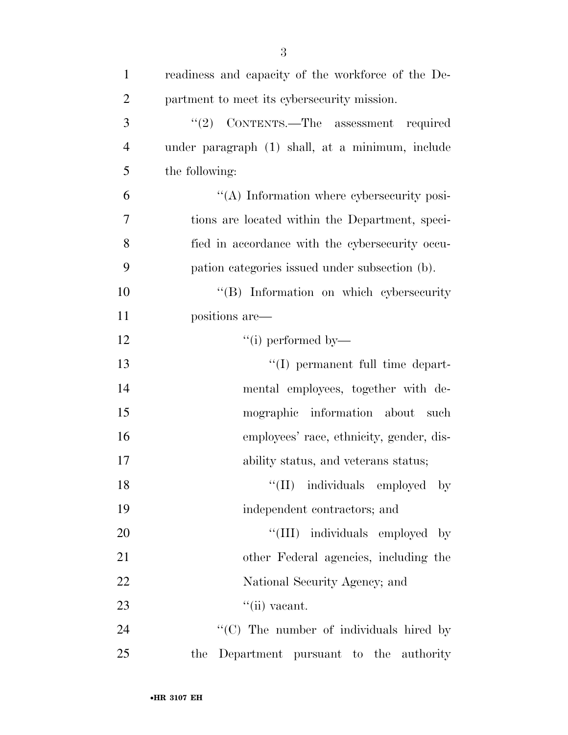readiness and capacity of the workforce of the Department to meet its cybersecurity mission.

"(2) CONTENTS.—The assessment required under paragraph (1) shall, at a minimum, include the following:

"(A) Information where cybersecurity positions are located within the Department, specified in accordance with the cybersecurity occupation categories issued under subsection (b).

"(B) Information on which cybersecurity positions are—

"(i) performed by—

"(I) permanent full time departmental employees, together with demographic information about such employees' race, ethnicity, gender, disability status, and veterans status;

"(II) individuals employed by independent contractors; and

"(III) individuals employed by other Federal agencies, including the National Security Agency; and

"(ii) vacant.

"(C) The number of individuals hired by the Department pursuant to the authority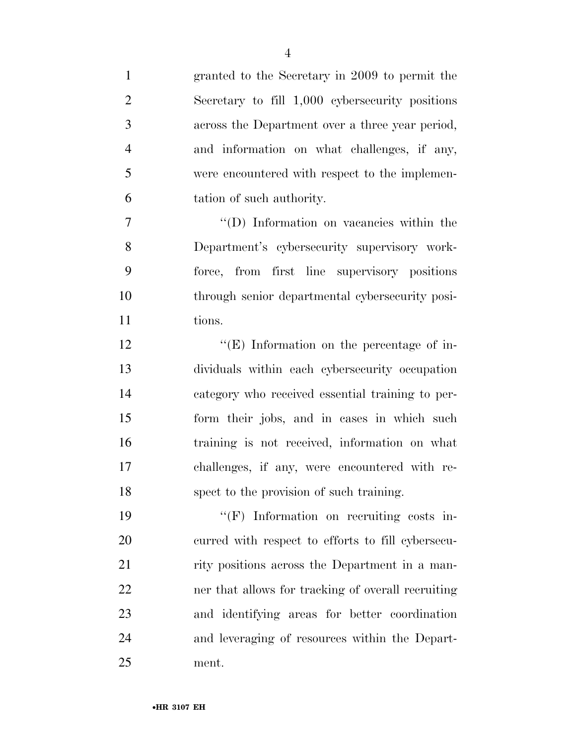granted to the Secretary in 2009 to permit the Secretary to fill 1,000 cybersecurity positions across the Department over a three year period, and information on what challenges, if any, were encountered with respect to the implementation of such authority.

''(D) Information on vacancies within the Department's cybersecurity supervisory workforce, from first line supervisory positions through senior departmental cybersecurity positions.

''(E) Information on the percentage of individuals within each cybersecurity occupation category who received essential training to perform their jobs, and in cases in which such training is not received, information on what challenges, if any, were encountered with respect to the provision of such training.

''(F) Information on recruiting costs incurred with respect to efforts to fill cybersecurity positions across the Department in a manner that allows for tracking of overall recruiting and identifying areas for better coordination and leveraging of resources within the Department.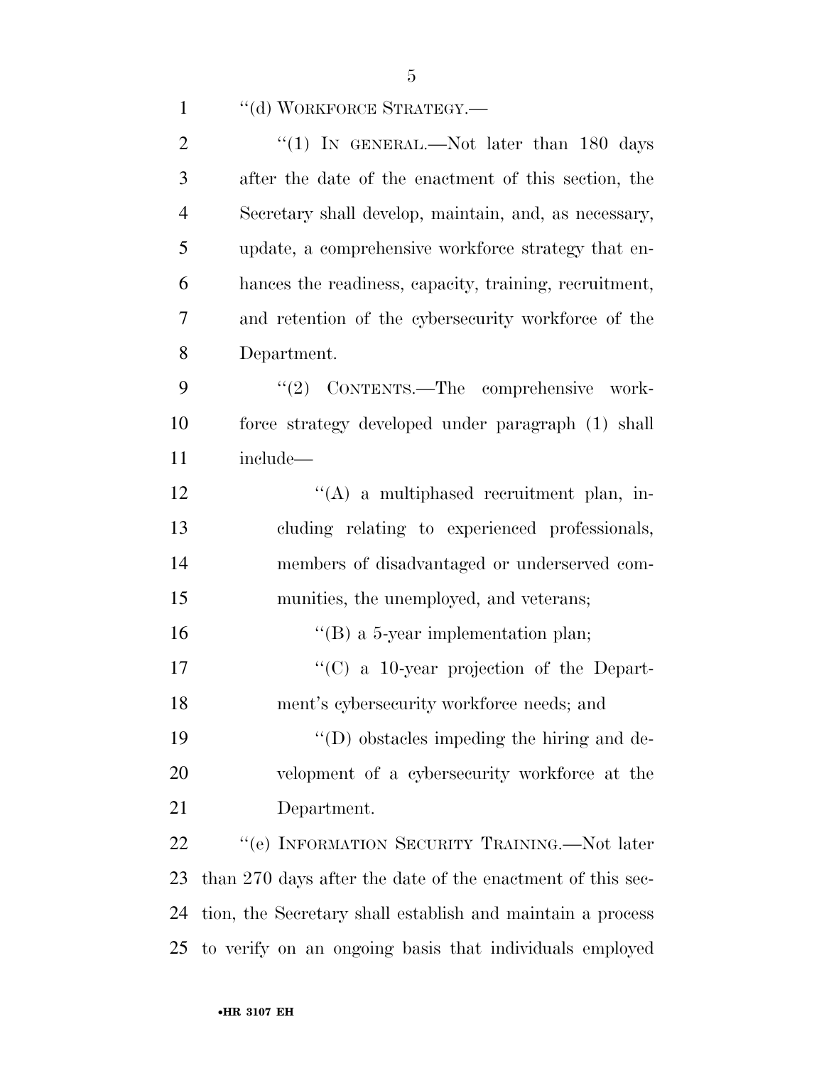''(d) WORKFORCE STRATEGY.—

''(1) IN GENERAL.—Not later than 180 days after the date of the enactment of this section, the Secretary shall develop, maintain, and, as necessary, update, a comprehensive workforce strategy that enhances the readiness, capacity, training, recruitment, and retention of the cybersecurity workforce of the Department.

''(2) CONTENTS.—The comprehensive workforce strategy developed under paragraph (1) shall include—

''(A) a multiphased recruitment plan, including relating to experienced professionals, members of disadvantaged or underserved communities, the unemployed, and veterans;

''(B) a 5-year implementation plan;

''(C) a 10-year projection of the Department's cybersecurity workforce needs; and

''(D) obstacles impeding the hiring and development of a cybersecurity workforce at the Department.

''(e) INFORMATION SECURITY TRAINING.—Not later than 270 days after the date of the enactment of this section, the Secretary shall establish and maintain a process to verify on an ongoing basis that individuals employed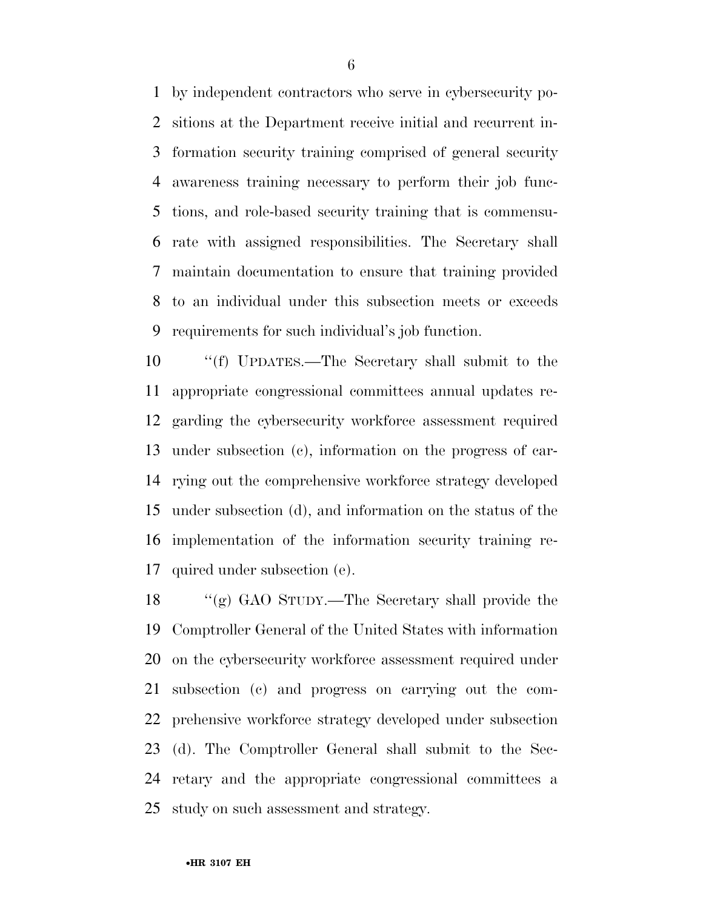by independent contractors who serve in cybersecurity positions at the Department receive initial and recurrent information security training comprised of general security awareness training necessary to perform their job functions, and role-based security training that is commensurate with assigned responsibilities. The Secretary shall maintain documentation to ensure that training provided to an individual under this subsection meets or exceeds requirements for such individual's job function.

''(f) UPDATES.—The Secretary shall submit to the appropriate congressional committees annual updates regarding the cybersecurity workforce assessment required under subsection (c), information on the progress of carrying out the comprehensive workforce strategy developed under subsection (d), and information on the status of the implementation of the information security training required under subsection (e).

''(g) GAO STUDY.—The Secretary shall provide the Comptroller General of the United States with information on the cybersecurity workforce assessment required under subsection (c) and progress on carrying out the comprehensive workforce strategy developed under subsection (d). The Comptroller General shall submit to the Secretary and the appropriate congressional committees a study on such assessment and strategy.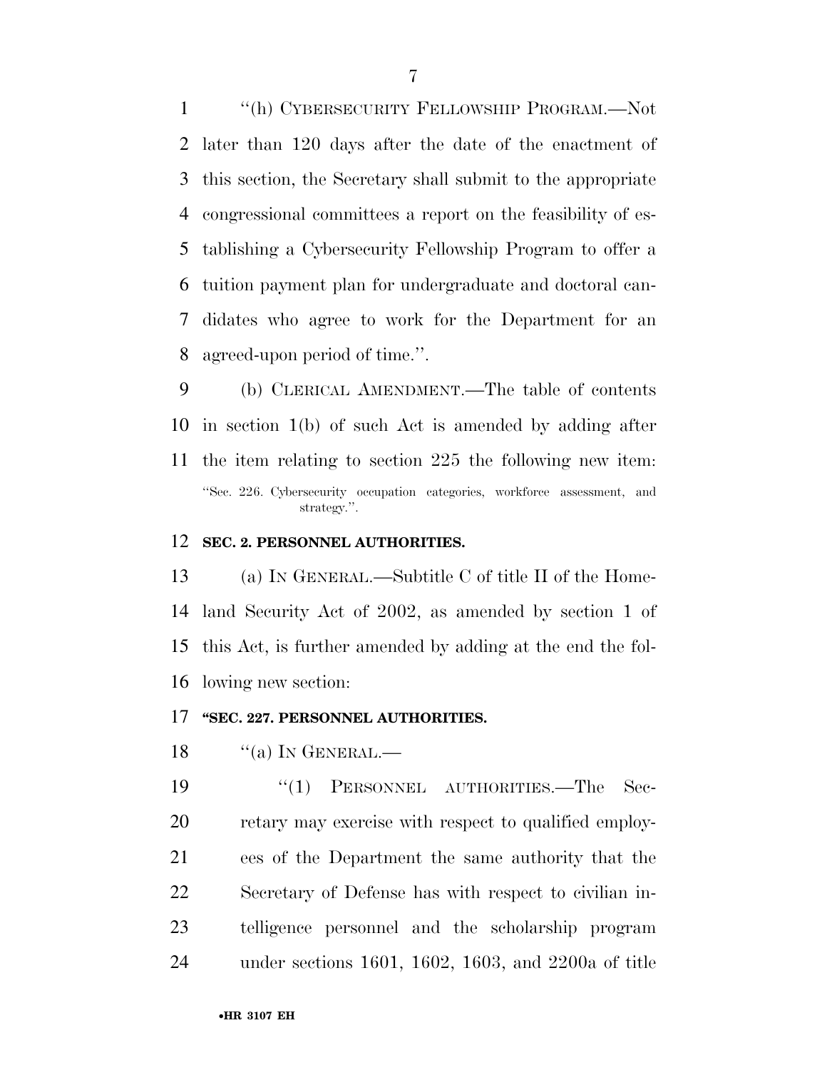"(h) CYBERSECURITY FELLOWSHIP PROGRAM.—Not later than 120 days after the date of the enactment of this section, the Secretary shall submit to the appropriate congressional committees a report on the feasibility of establishing a Cybersecurity Fellowship Program to offer a tuition payment plan for undergraduate and doctoral candidates who agree to work for the Department for an agreed-upon period of time.".

(b) CLERICAL AMENDMENT.—The table of contents in section 1(b) of such Act is amended by adding after the item relating to section 225 the following new item:

"Sec. 226. Cybersecurity occupation categories, workforce assessment, and strategy.".

**SEC. 2. PERSONNEL AUTHORITIES.**

(a) IN GENERAL.—Subtitle C of title II of the Homeland Security Act of 2002, as amended by section 1 of this Act, is further amended by adding at the end the following new section:

**"SEC. 227. PERSONNEL AUTHORITIES.**

"(a) IN GENERAL.—

"(1) PERSONNEL AUTHORITIES.—The Secretary may exercise with respect to qualified employees of the Department the same authority that the Secretary of Defense has with respect to civilian intelligence personnel and the scholarship program under sections 1601, 1602, 1603, and 2200a of title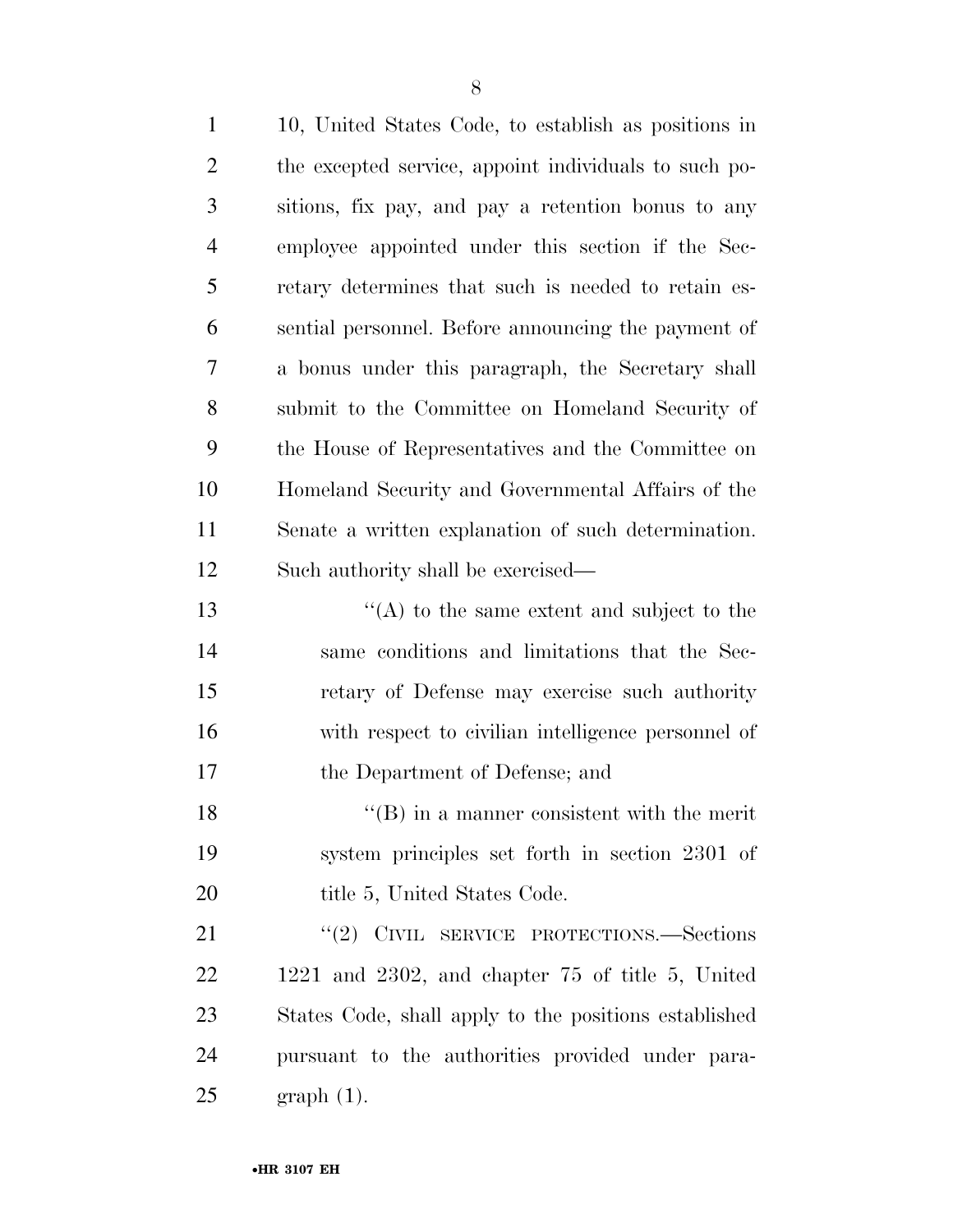10, United States Code, to establish as positions in the excepted service, appoint individuals to such positions, fix pay, and pay a retention bonus to any employee appointed under this section if the Secretary determines that such is needed to retain essential personnel. Before announcing the payment of a bonus under this paragraph, the Secretary shall submit to the Committee on Homeland Security of the House of Representatives and the Committee on Homeland Security and Governmental Affairs of the Senate a written explanation of such determination. Such authority shall be exercised—

''(A) to the same extent and subject to the same conditions and limitations that the Secretary of Defense may exercise such authority with respect to civilian intelligence personnel of the Department of Defense; and

''(B) in a manner consistent with the merit system principles set forth in section 2301 of title 5, United States Code.

''(2) CIVIL SERVICE PROTECTIONS.—Sections 1221 and 2302, and chapter 75 of title 5, United States Code, shall apply to the positions established pursuant to the authorities provided under paragraph (1).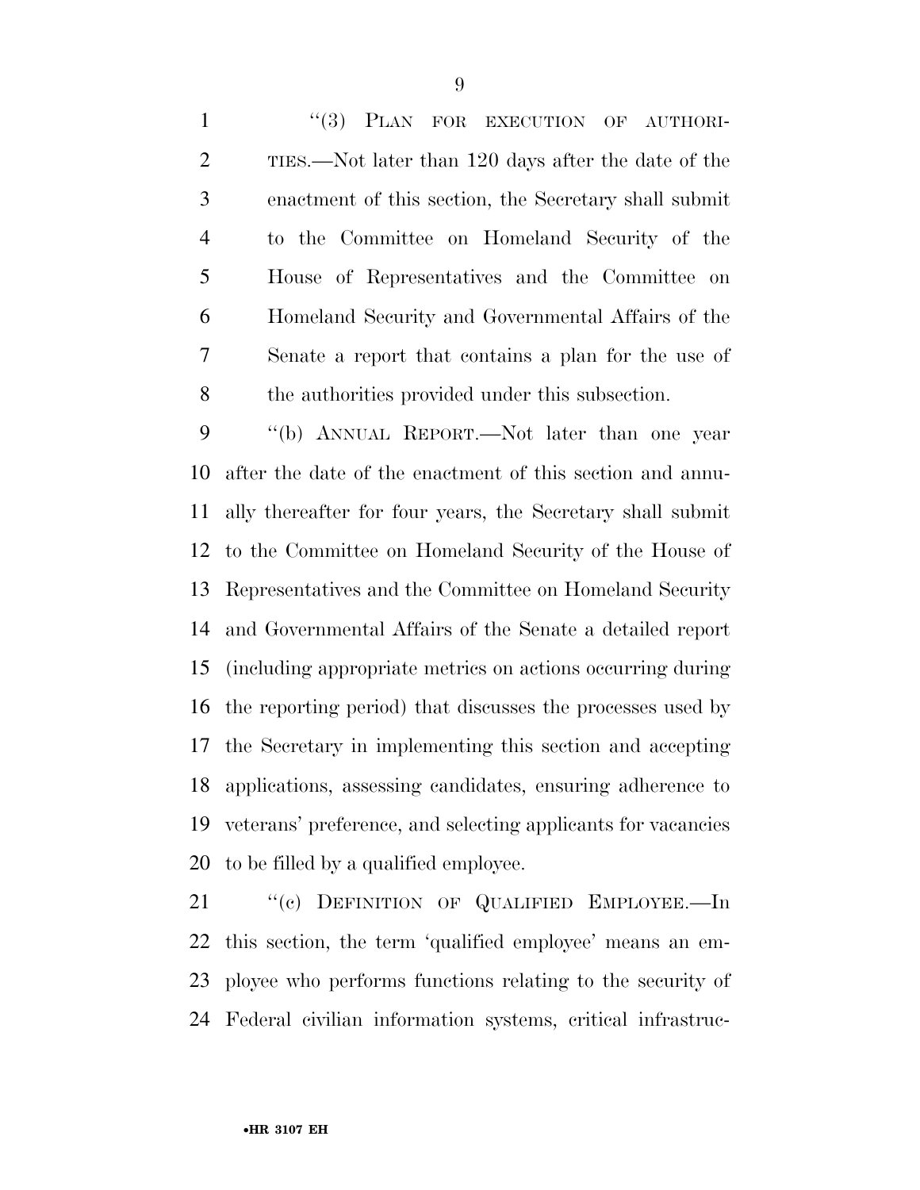"(3) PLAN FOR EXECUTION OF AUTHORITIES.—Not later than 120 days after the date of the enactment of this section, the Secretary shall submit to the Committee on Homeland Security of the House of Representatives and the Committee on Homeland Security and Governmental Affairs of the Senate a report that contains a plan for the use of the authorities provided under this subsection.

"(b) ANNUAL REPORT.—Not later than one year after the date of the enactment of this section and annually thereafter for four years, the Secretary shall submit to the Committee on Homeland Security of the House of Representatives and the Committee on Homeland Security and Governmental Affairs of the Senate a detailed report (including appropriate metrics on actions occurring during the reporting period) that discusses the processes used by the Secretary in implementing this section and accepting applications, assessing candidates, ensuring adherence to veterans' preference, and selecting applicants for vacancies to be filled by a qualified employee.

"(c) DEFINITION OF QUALIFIED EMPLOYEE.—In this section, the term 'qualified employee' means an employee who performs functions relating to the security of Federal civilian information systems, critical infrastruc-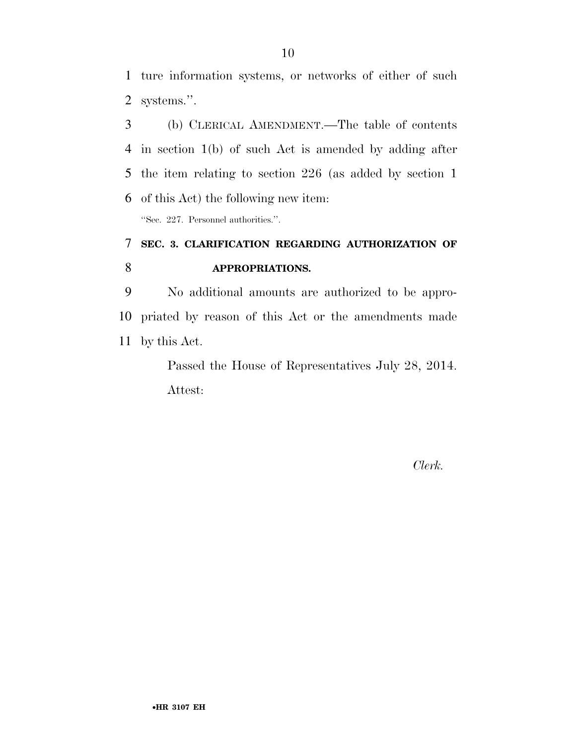ture information systems, or networks of either of such systems.''.

(b) CLERICAL AMENDMENT.—The table of contents in section 1(b) of such Act is amended by adding after the item relating to section 226 (as added by section 1 of this Act) the following new item:

''Sec. 227. Personnel authorities.''.

**SEC. 3. CLARIFICATION REGARDING AUTHORIZATION OF APPROPRIATIONS.**

No additional amounts are authorized to be appropriated by reason of this Act or the amendments made by this Act.

Passed the House of Representatives July 28, 2014.

Attest:

*Clerk.*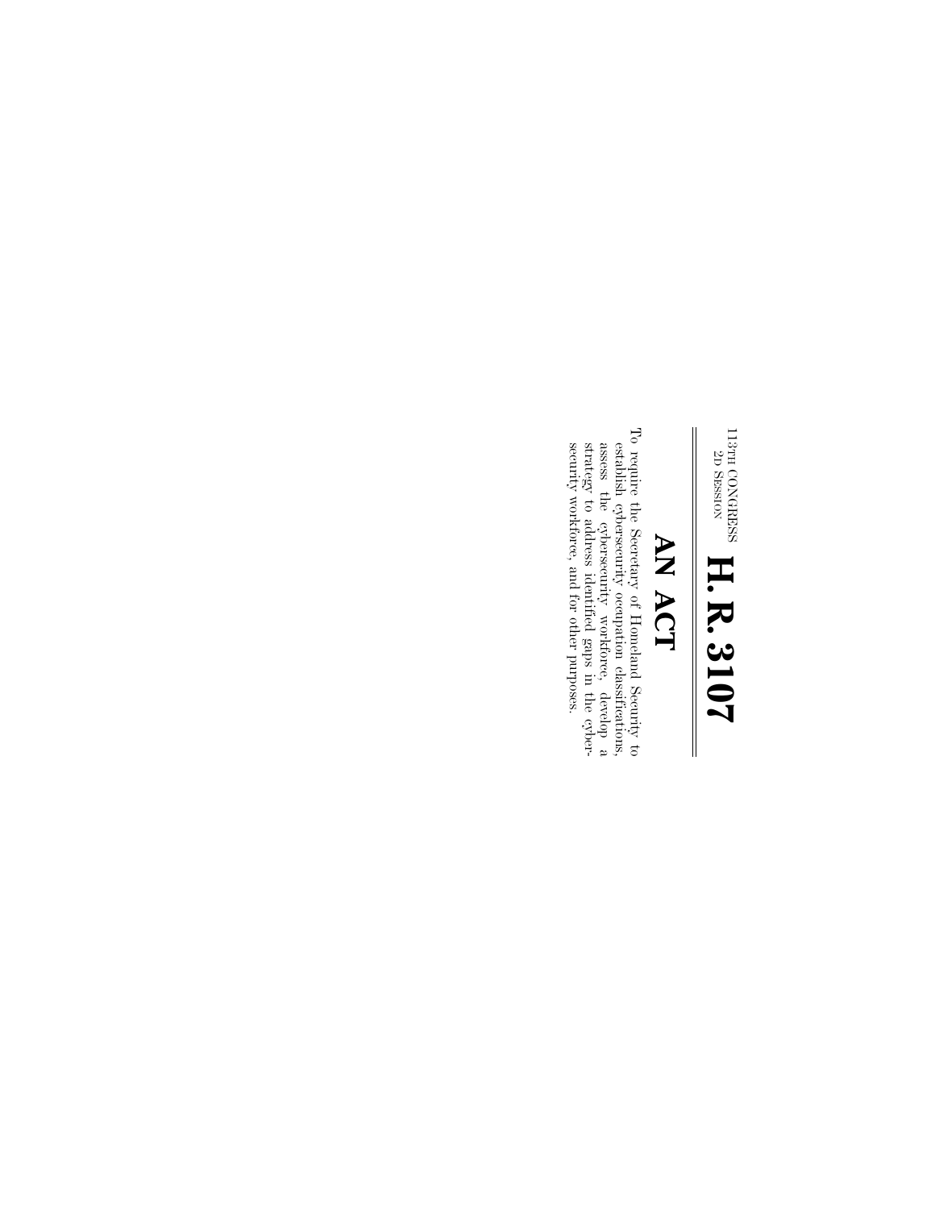113TH CONGRESS
2D SESSION

# H. R. 3107

---

## AN ACT

To require the Secretary of Homeland Security to establish cybersecurity occupation classifications, assess the cybersecurity workforce, develop a strategy to address identified gaps in the cybersecurity workforce, and for other purposes.